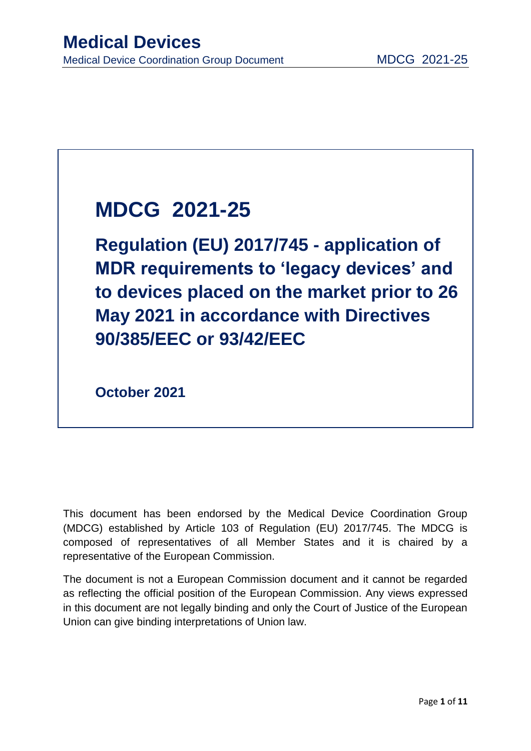# MDCG 2021-25

## Regulation (EU) 2017/745 - application of MDR requirements to 'legacy devices' and to devices placed on the market prior to 26 May 2021 in accordance with Directives 90/385/EEC or 93/42/EEC

**October 2021**

This document has been endorsed by the Medical Device Coordination Group (MDCG) established by Article 103 of Regulation (EU) 2017/745. The MDCG is composed of representatives of all Member States and it is chaired by a representative of the European Commission.

The document is not a European Commission document and it cannot be regarded as reflecting the official position of the European Commission. Any views expressed in this document are not legally binding and only the Court of Justice of the European Union can give binding interpretations of Union law.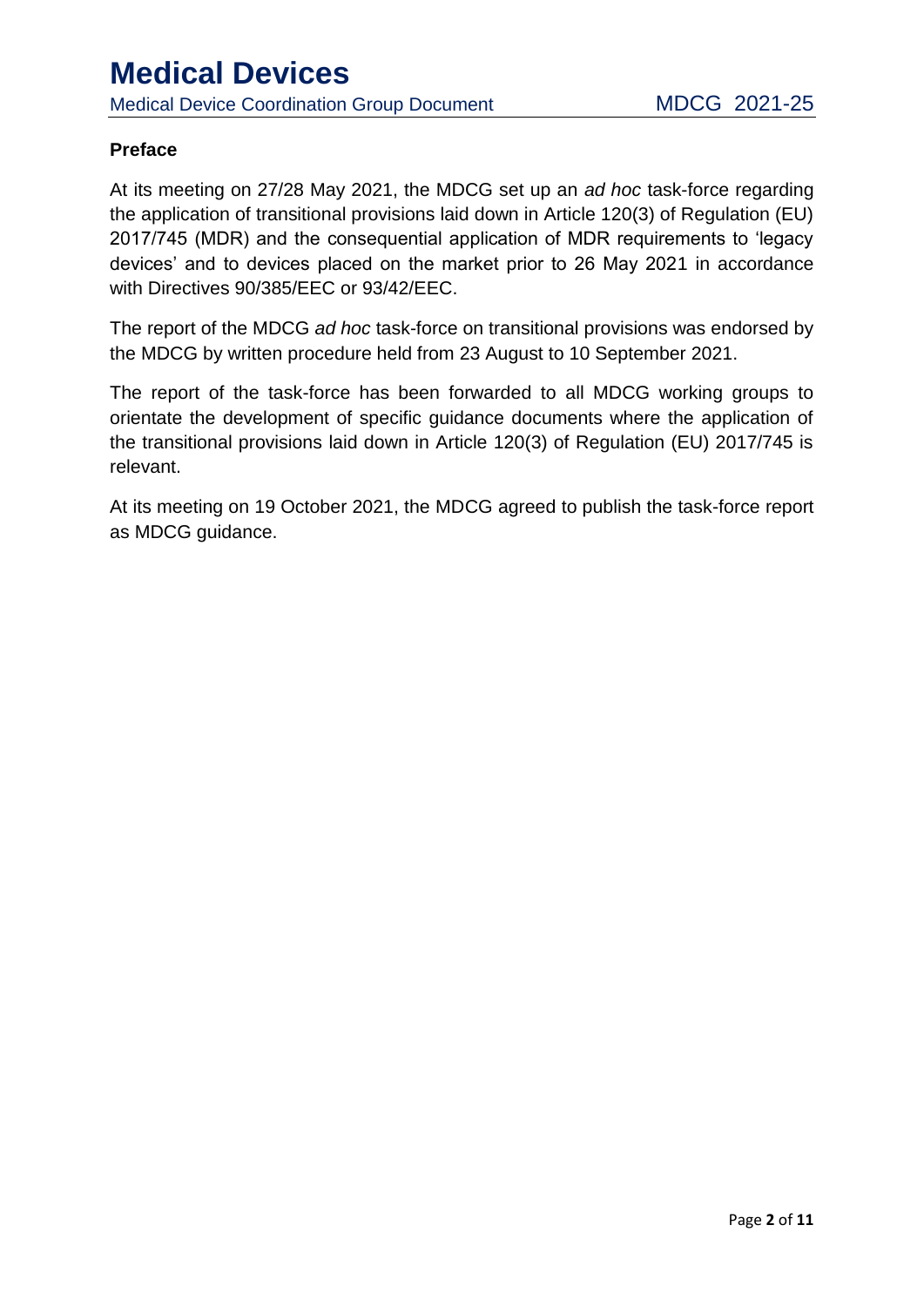## Preface

At its meeting on 27/28 May 2021, the MDCG set up an *ad hoc* task-force regarding the application of transitional provisions laid down in Article 120(3) of Regulation (EU) 2017/745 (MDR) and the consequential application of MDR requirements to 'legacy devices' and to devices placed on the market prior to 26 May 2021 in accordance with Directives 90/385/EEC or 93/42/EEC.

The report of the MDCG *ad hoc* task-force on transitional provisions was endorsed by the MDCG by written procedure held from 23 August to 10 September 2021.

The report of the task-force has been forwarded to all MDCG working groups to orientate the development of specific guidance documents where the application of the transitional provisions laid down in Article 120(3) of Regulation (EU) 2017/745 is relevant.

At its meeting on 19 October 2021, the MDCG agreed to publish the task-force report as MDCG guidance.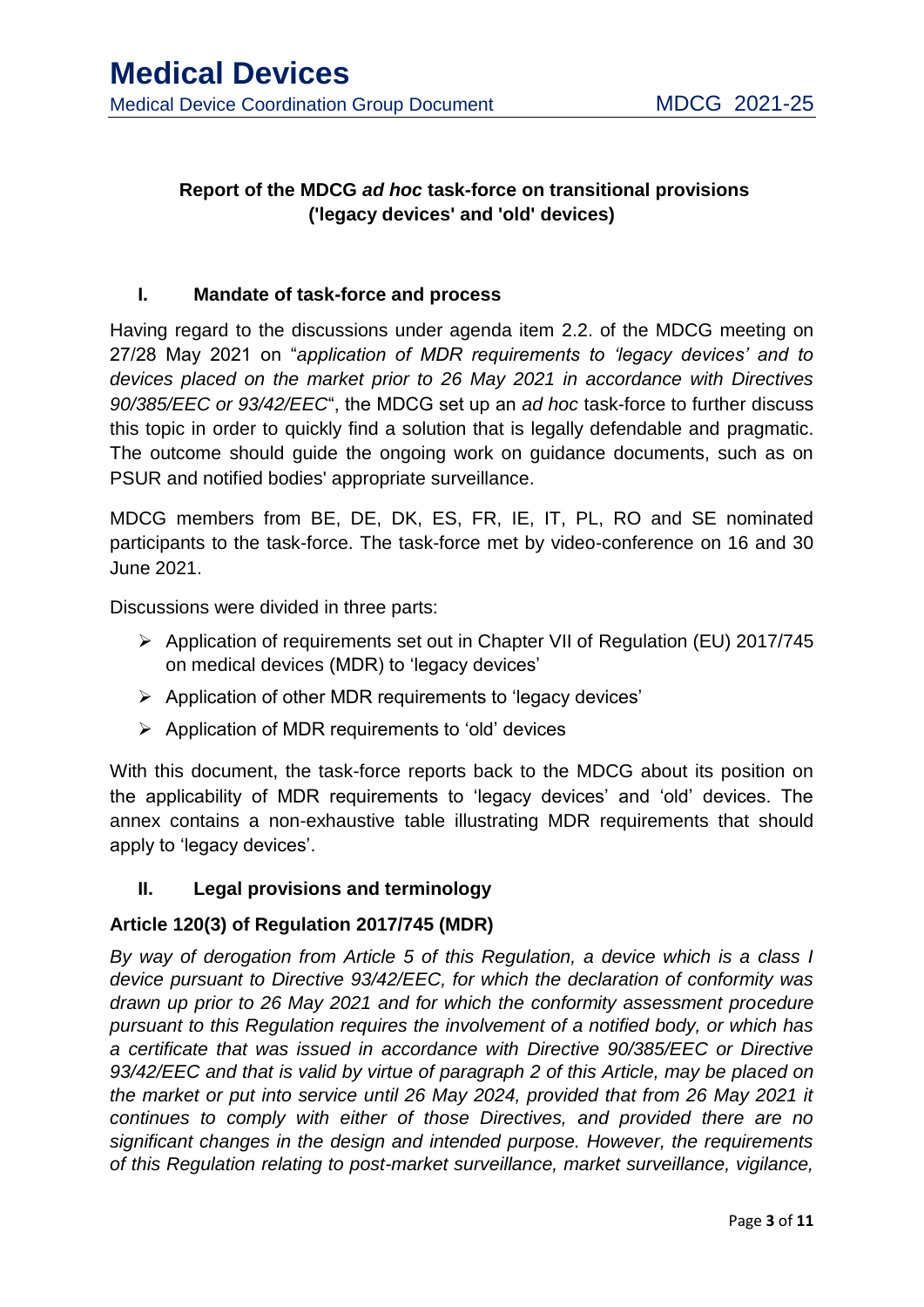**Report of the MDCG *ad hoc* task-force on transitional provisions ('legacy devices' and 'old' devices)**

## I. Mandate of task-force and process

Having regard to the discussions under agenda item 2.2. of the MDCG meeting on 27/28 May 2021 on "*application of MDR requirements to 'legacy devices' and to devices placed on the market prior to 26 May 2021 in accordance with Directives 90/385/EEC or 93/42/EEC*", the MDCG set up an *ad hoc* task-force to further discuss this topic in order to quickly find a solution that is legally defendable and pragmatic. The outcome should guide the ongoing work on guidance documents, such as on PSUR and notified bodies' appropriate surveillance.

MDCG members from BE, DE, DK, ES, FR, IE, IT, PL, RO and SE nominated participants to the task-force. The task-force met by video-conference on 16 and 30 June 2021.

Discussions were divided in three parts:

- Application of requirements set out in Chapter VII of Regulation (EU) 2017/745 on medical devices (MDR) to 'legacy devices'
- Application of other MDR requirements to 'legacy devices'
- Application of MDR requirements to 'old' devices

With this document, the task-force reports back to the MDCG about its position on the applicability of MDR requirements to 'legacy devices' and 'old' devices. The annex contains a non-exhaustive table illustrating MDR requirements that should apply to 'legacy devices'.

## II. Legal provisions and terminology

### Article 120(3) of Regulation 2017/745 (MDR)

*By way of derogation from Article 5 of this Regulation, a device which is a class I device pursuant to Directive 93/42/EEC, for which the declaration of conformity was drawn up prior to 26 May 2021 and for which the conformity assessment procedure pursuant to this Regulation requires the involvement of a notified body, or which has a certificate that was issued in accordance with Directive 90/385/EEC or Directive 93/42/EEC and that is valid by virtue of paragraph 2 of this Article, may be placed on the market or put into service until 26 May 2024, provided that from 26 May 2021 it continues to comply with either of those Directives, and provided there are no significant changes in the design and intended purpose. However, the requirements of this Regulation relating to post-market surveillance, market surveillance, vigilance,*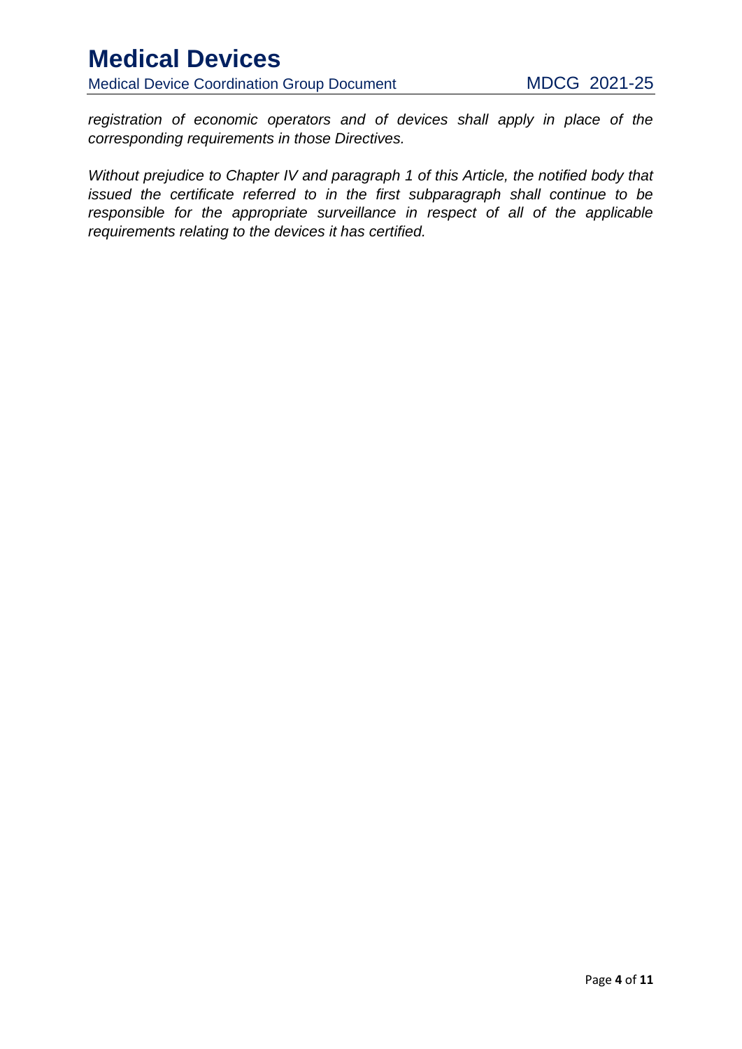*registration of economic operators and of devices shall apply in place of the corresponding requirements in those Directives.*

*Without prejudice to Chapter IV and paragraph 1 of this Article, the notified body that issued the certificate referred to in the first subparagraph shall continue to be responsible for the appropriate surveillance in respect of all of the applicable requirements relating to the devices it has certified.*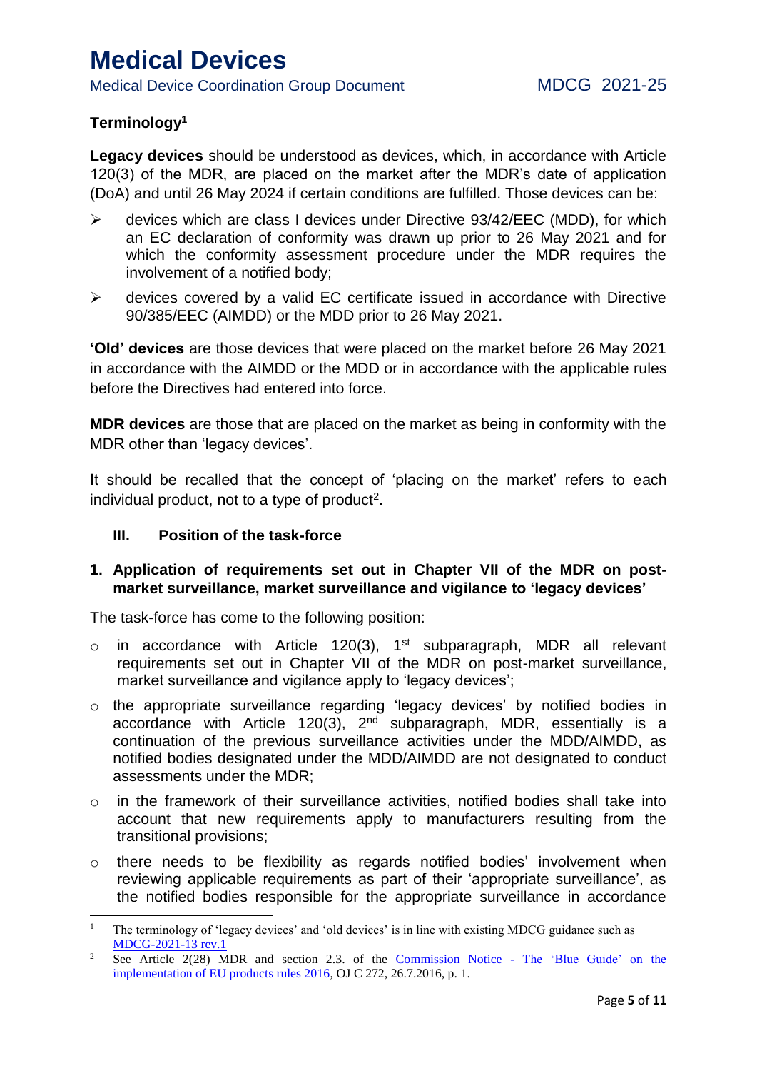**Terminology**[1]

**Legacy devices** should be understood as devices, which, in accordance with Article 120(3) of the MDR, are placed on the market after the MDR's date of application (DoA) and until 26 May 2024 if certain conditions are fulfilled. Those devices can be:

- devices which are class I devices under Directive 93/42/EEC (MDD), for which an EC declaration of conformity was drawn up prior to 26 May 2021 and for which the conformity assessment procedure under the MDR requires the involvement of a notified body;
- devices covered by a valid EC certificate issued in accordance with Directive 90/385/EEC (AIMDD) or the MDD prior to 26 May 2021.

**'Old' devices** are those devices that were placed on the market before 26 May 2021 in accordance with the AIMDD or the MDD or in accordance with the applicable rules before the Directives had entered into force.

**MDR devices** are those that are placed on the market as being in conformity with the MDR other than 'legacy devices'.

It should be recalled that the concept of 'placing on the market' refers to each individual product, not to a type of product[2].

## III. Position of the task-force

### 1. Application of requirements set out in Chapter VII of the MDR on post-market surveillance, market surveillance and vigilance to 'legacy devices'

The task-force has come to the following position:

- in accordance with Article 120(3), 1st subparagraph, MDR all relevant requirements set out in Chapter VII of the MDR on post-market surveillance, market surveillance and vigilance apply to 'legacy devices';
- the appropriate surveillance regarding 'legacy devices' by notified bodies in accordance with Article 120(3), 2nd subparagraph, MDR, essentially is a continuation of the previous surveillance activities under the MDD/AIMDD, as notified bodies designated under the MDD/AIMDD are not designated to conduct assessments under the MDR;
- in the framework of their surveillance activities, notified bodies shall take into account that new requirements apply to manufacturers resulting from the transitional provisions;
- there needs to be flexibility as regards notified bodies' involvement when reviewing applicable requirements as part of their 'appropriate surveillance', as the notified bodies responsible for the appropriate surveillance in accordance

---

[1] The terminology of 'legacy devices' and 'old devices' is in line with existing MDCG guidance such as MDCG-2021-13 rev.1

[2] See Article 2(28) MDR and section 2.3. of the Commission Notice - The 'Blue Guide' on the implementation of EU products rules 2016, OJ C 272, 26.7.2016, p. 1.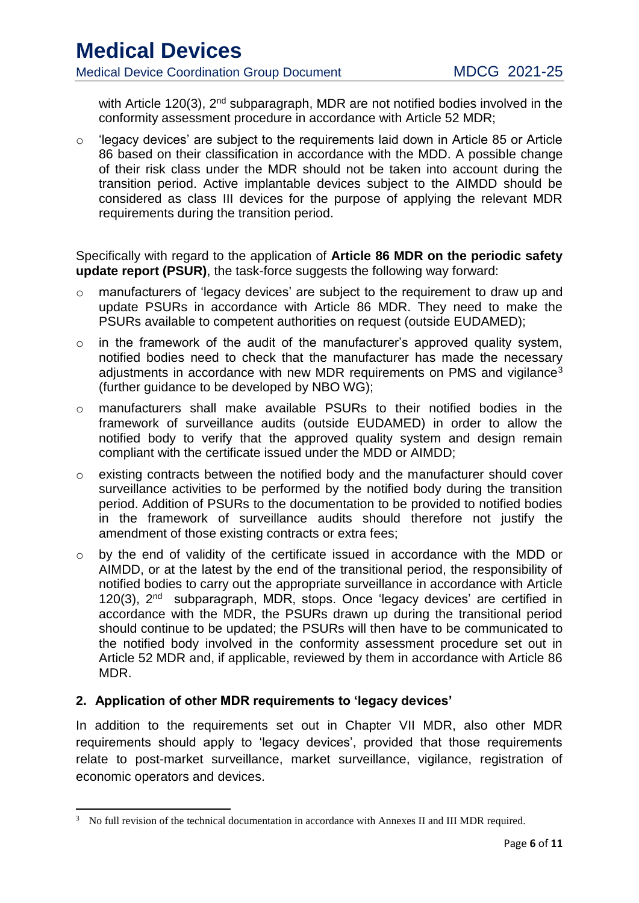with Article 120(3), 2nd subparagraph, MDR are not notified bodies involved in the conformity assessment procedure in accordance with Article 52 MDR;

- 'legacy devices' are subject to the requirements laid down in Article 85 or Article 86 based on their classification in accordance with the MDD. A possible change of their risk class under the MDR should not be taken into account during the transition period. Active implantable devices subject to the AIMDD should be considered as class III devices for the purpose of applying the relevant MDR requirements during the transition period.

Specifically with regard to the application of **Article 86 MDR on the periodic safety update report (PSUR)**, the task-force suggests the following way forward:

- manufacturers of 'legacy devices' are subject to the requirement to draw up and update PSURs in accordance with Article 86 MDR. They need to make the PSURs available to competent authorities on request (outside EUDAMED);
- in the framework of the audit of the manufacturer's approved quality system, notified bodies need to check that the manufacturer has made the necessary adjustments in accordance with new MDR requirements on PMS and vigilance[3] (further guidance to be developed by NBO WG);
- manufacturers shall make available PSURs to their notified bodies in the framework of surveillance audits (outside EUDAMED) in order to allow the notified body to verify that the approved quality system and design remain compliant with the certificate issued under the MDD or AIMDD;
- existing contracts between the notified body and the manufacturer should cover surveillance activities to be performed by the notified body during the transition period. Addition of PSURs to the documentation to be provided to notified bodies in the framework of surveillance audits should therefore not justify the amendment of those existing contracts or extra fees;
- by the end of validity of the certificate issued in accordance with the MDD or AIMDD, or at the latest by the end of the transitional period, the responsibility of notified bodies to carry out the appropriate surveillance in accordance with Article 120(3), 2nd subparagraph, MDR, stops. Once 'legacy devices' are certified in accordance with the MDR, the PSURs drawn up during the transitional period should continue to be updated; the PSURs will then have to be communicated to the notified body involved in the conformity assessment procedure set out in Article 52 MDR and, if applicable, reviewed by them in accordance with Article 86 MDR.

## 2. Application of other MDR requirements to 'legacy devices'

In addition to the requirements set out in Chapter VII MDR, also other MDR requirements should apply to 'legacy devices', provided that those requirements relate to post-market surveillance, market surveillance, vigilance, registration of economic operators and devices.

[3] No full revision of the technical documentation in accordance with Annexes II and III MDR required.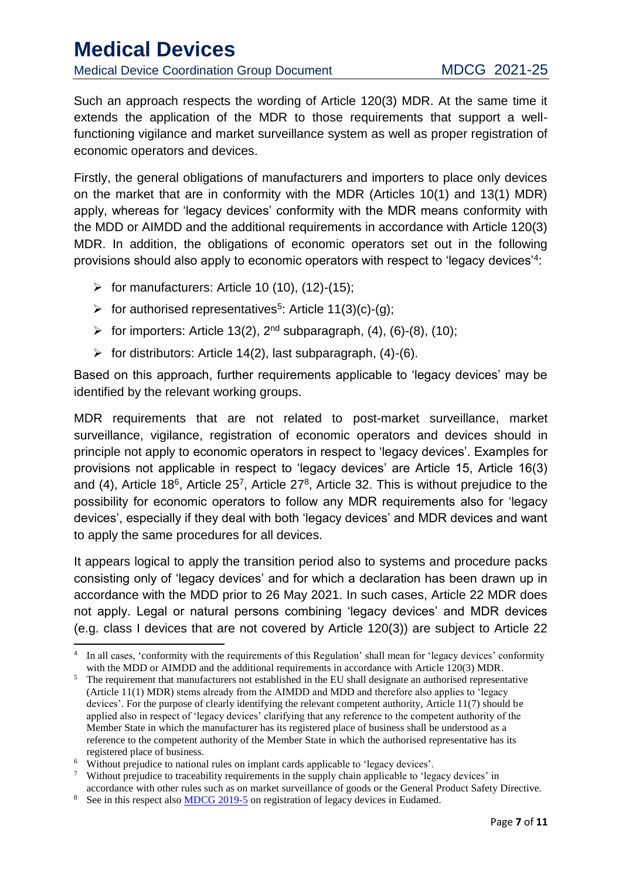Such an approach respects the wording of Article 120(3) MDR. At the same time it extends the application of the MDR to those requirements that support a well-functioning vigilance and market surveillance system as well as proper registration of economic operators and devices.

Firstly, the general obligations of manufacturers and importers to place only devices on the market that are in conformity with the MDR (Articles 10(1) and 13(1) MDR) apply, whereas for 'legacy devices' conformity with the MDR means conformity with the MDD or AIMDD and the additional requirements in accordance with Article 120(3) MDR. In addition, the obligations of economic operators set out in the following provisions should also apply to economic operators with respect to 'legacy devices'[4]:

- for manufacturers: Article 10 (10), (12)-(15);
- for authorised representatives[5]: Article 11(3)(c)-(g);
- for importers: Article 13(2), 2nd subparagraph, (4), (6)-(8), (10);
- for distributors: Article 14(2), last subparagraph, (4)-(6).

Based on this approach, further requirements applicable to 'legacy devices' may be identified by the relevant working groups.

MDR requirements that are not related to post-market surveillance, market surveillance, vigilance, registration of economic operators and devices should in principle not apply to economic operators in respect to 'legacy devices'. Examples for provisions not applicable in respect to 'legacy devices' are Article 15, Article 16(3) and (4), Article 18[6], Article 25[7], Article 27[8], Article 32. This is without prejudice to the possibility for economic operators to follow any MDR requirements also for 'legacy devices', especially if they deal with both 'legacy devices' and MDR devices and want to apply the same procedures for all devices.

It appears logical to apply the transition period also to systems and procedure packs consisting only of 'legacy devices' and for which a declaration has been drawn up in accordance with the MDD prior to 26 May 2021. In such cases, Article 22 MDR does not apply. Legal or natural persons combining 'legacy devices' and MDR devices (e.g. class I devices that are not covered by Article 120(3)) are subject to Article 22

---

[4] In all cases, 'conformity with the requirements of this Regulation' shall mean for 'legacy devices' conformity with the MDD or AIMDD and the additional requirements in accordance with Article 120(3) MDR.

[5] The requirement that manufacturers not established in the EU shall designate an authorised representative (Article 11(1) MDR) stems already from the AIMDD and MDD and therefore also applies to 'legacy devices'. For the purpose of clearly identifying the relevant competent authority, Article 11(7) should be applied also in respect of 'legacy devices' clarifying that any reference to the competent authority of the Member State in which the manufacturer has its registered place of business shall be understood as a reference to the competent authority of the Member State in which the authorised representative has its registered place of business.

[6] Without prejudice to national rules on implant cards applicable to 'legacy devices'.

[7] Without prejudice to traceability requirements in the supply chain applicable to 'legacy devices' in accordance with other rules such as on market surveillance of goods or the General Product Safety Directive.

[8] See in this respect also MDCG 2019-5 on registration of legacy devices in Eudamed.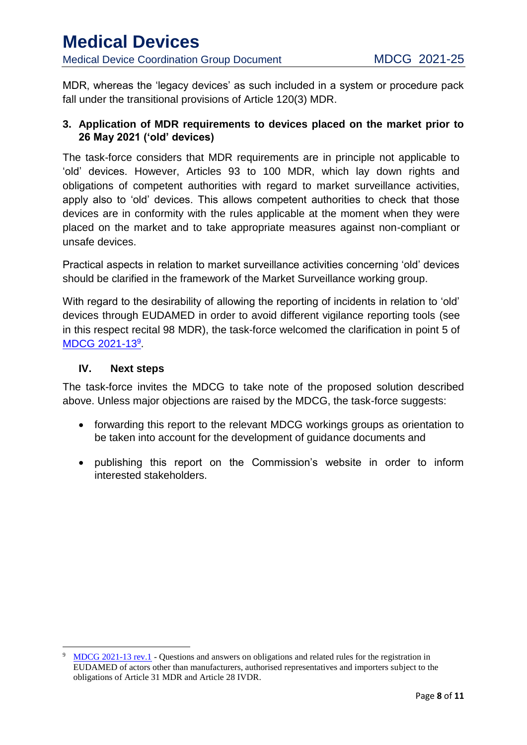MDR, whereas the 'legacy devices' as such included in a system or procedure pack fall under the transitional provisions of Article 120(3) MDR.

### 3. Application of MDR requirements to devices placed on the market prior to 26 May 2021 ('old' devices)

The task-force considers that MDR requirements are in principle not applicable to 'old' devices. However, Articles 93 to 100 MDR, which lay down rights and obligations of competent authorities with regard to market surveillance activities, apply also to 'old' devices. This allows competent authorities to check that those devices are in conformity with the rules applicable at the moment when they were placed on the market and to take appropriate measures against non-compliant or unsafe devices.

Practical aspects in relation to market surveillance activities concerning 'old' devices should be clarified in the framework of the Market Surveillance working group.

With regard to the desirability of allowing the reporting of incidents in relation to 'old' devices through EUDAMED in order to avoid different vigilance reporting tools (see in this respect recital 98 MDR), the task-force welcomed the clarification in point 5 of MDCG 2021-13[9].

## IV. Next steps

The task-force invites the MDCG to take note of the proposed solution described above. Unless major objections are raised by the MDCG, the task-force suggests:

- forwarding this report to the relevant MDCG workings groups as orientation to be taken into account for the development of guidance documents and
- publishing this report on the Commission's website in order to inform interested stakeholders.

---

[9] MDCG 2021-13 rev.1 - Questions and answers on obligations and related rules for the registration in EUDAMED of actors other than manufacturers, authorised representatives and importers subject to the obligations of Article 31 MDR and Article 28 IVDR.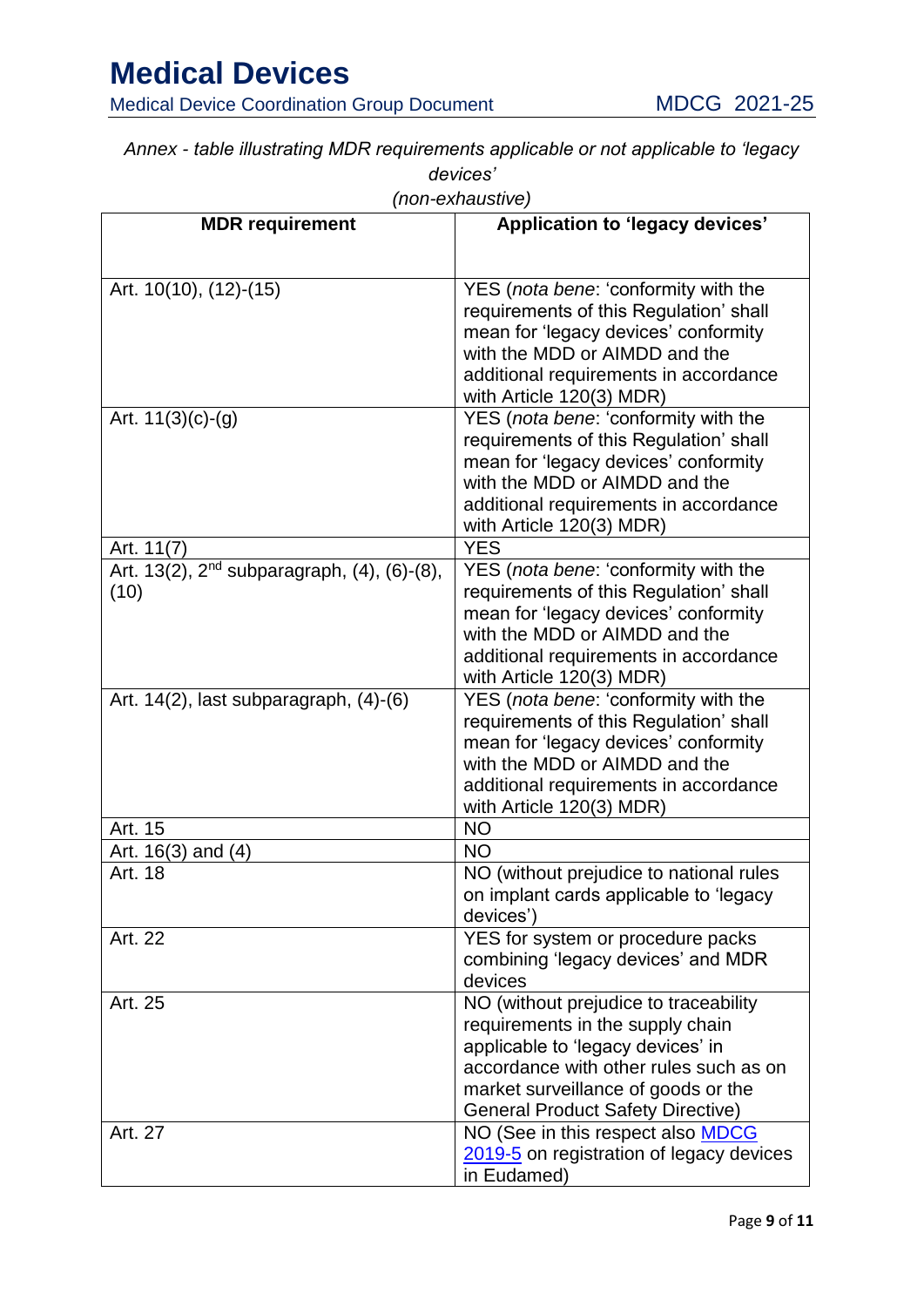*Annex - table illustrating MDR requirements applicable or not applicable to 'legacy devices'*
*(non-exhaustive)*

| MDR requirement | Application to 'legacy devices' |
|---|---|
| Art. 10(10), (12)-(15) | YES (*nota bene*: 'conformity with the requirements of this Regulation' shall mean for 'legacy devices' conformity with the MDD or AIMDD and the additional requirements in accordance with Article 120(3) MDR) |
| Art. 11(3)(c)-(g) | YES (*nota bene*: 'conformity with the requirements of this Regulation' shall mean for 'legacy devices' conformity with the MDD or AIMDD and the additional requirements in accordance with Article 120(3) MDR) |
| Art. 11(7) | YES |
| Art. 13(2), 2nd subparagraph, (4), (6)-(8), (10) | YES (*nota bene*: 'conformity with the requirements of this Regulation' shall mean for 'legacy devices' conformity with the MDD or AIMDD and the additional requirements in accordance with Article 120(3) MDR) |
| Art. 14(2), last subparagraph, (4)-(6) | YES (*nota bene*: 'conformity with the requirements of this Regulation' shall mean for 'legacy devices' conformity with the MDD or AIMDD and the additional requirements in accordance with Article 120(3) MDR) |
| Art. 15 | NO |
| Art. 16(3) and (4) | NO |
| Art. 18 | NO (without prejudice to national rules on implant cards applicable to 'legacy devices') |
| Art. 22 | YES for system or procedure packs combining 'legacy devices' and MDR devices |
| Art. 25 | NO (without prejudice to traceability requirements in the supply chain applicable to 'legacy devices' in accordance with other rules such as on market surveillance of goods or the General Product Safety Directive) |
| Art. 27 | NO (See in this respect also MDCG 2019-5 on registration of legacy devices in Eudamed) |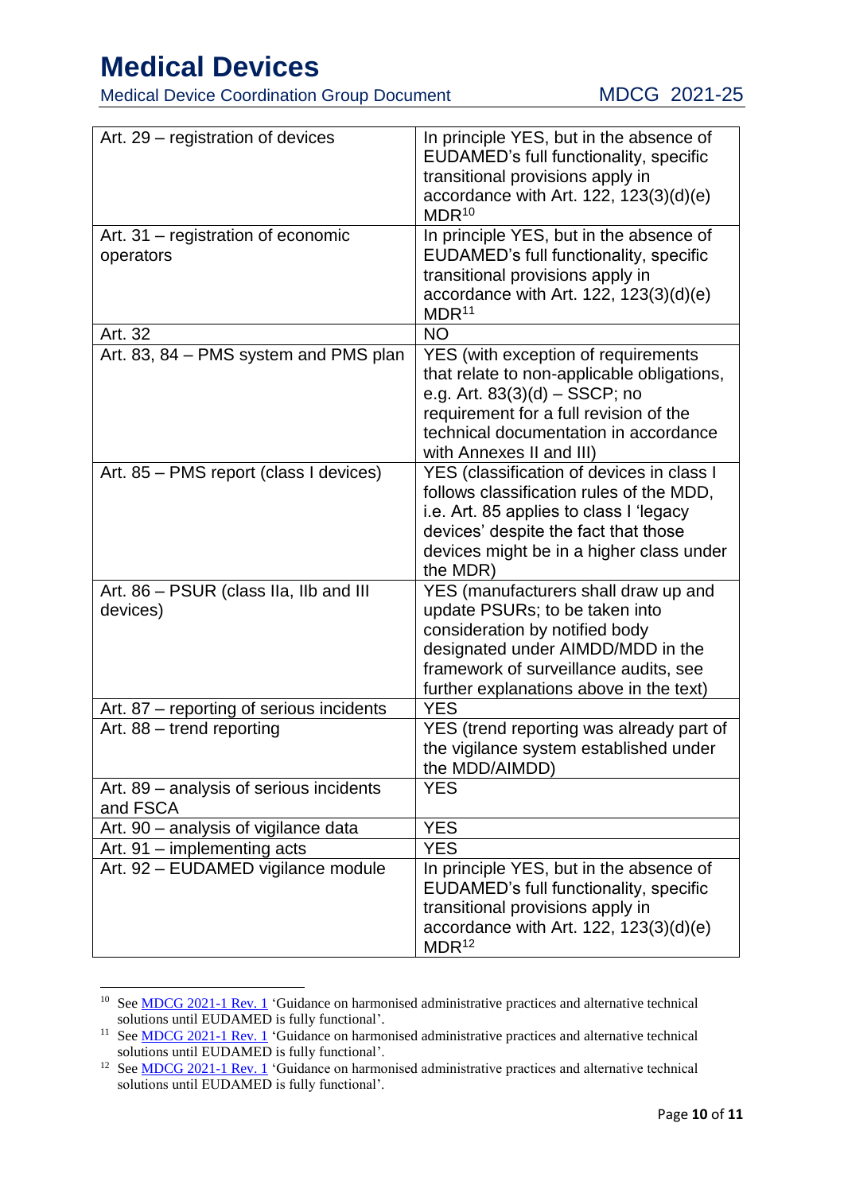| Art. 29 – registration of devices | In principle YES, but in the absence of EUDAMED's full functionality, specific transitional provisions apply in accordance with Art. 122, 123(3)(d)(e) MDR[10] |
|---|---|
| Art. 31 – registration of economic operators | In principle YES, but in the absence of EUDAMED's full functionality, specific transitional provisions apply in accordance with Art. 122, 123(3)(d)(e) MDR[11] |
| Art. 32 | NO |
| Art. 83, 84 – PMS system and PMS plan | YES (with exception of requirements that relate to non-applicable obligations, e.g. Art. 83(3)(d) – SSCP; no requirement for a full revision of the technical documentation in accordance with Annexes II and III) |
| Art. 85 – PMS report (class I devices) | YES (classification of devices in class I follows classification rules of the MDD, i.e. Art. 85 applies to class I 'legacy devices' despite the fact that those devices might be in a higher class under the MDR) |
| Art. 86 – PSUR (class IIa, IIb and III devices) | YES (manufacturers shall draw up and update PSURs; to be taken into consideration by notified body designated under AIMDD/MDD in the framework of surveillance audits, see further explanations above in the text) |
| Art. 87 – reporting of serious incidents | YES |
| Art. 88 – trend reporting | YES (trend reporting was already part of the vigilance system established under the MDD/AIMDD) |
| Art. 89 – analysis of serious incidents and FSCA | YES |
| Art. 90 – analysis of vigilance data | YES |
| Art. 91 – implementing acts | YES |
| Art. 92 – EUDAMED vigilance module | In principle YES, but in the absence of EUDAMED's full functionality, specific transitional provisions apply in accordance with Art. 122, 123(3)(d)(e) MDR[12] |

[10] See MDCG 2021-1 Rev. 1 'Guidance on harmonised administrative practices and alternative technical solutions until EUDAMED is fully functional'.

[11] See MDCG 2021-1 Rev. 1 'Guidance on harmonised administrative practices and alternative technical solutions until EUDAMED is fully functional'.

[12] See MDCG 2021-1 Rev. 1 'Guidance on harmonised administrative practices and alternative technical solutions until EUDAMED is fully functional'.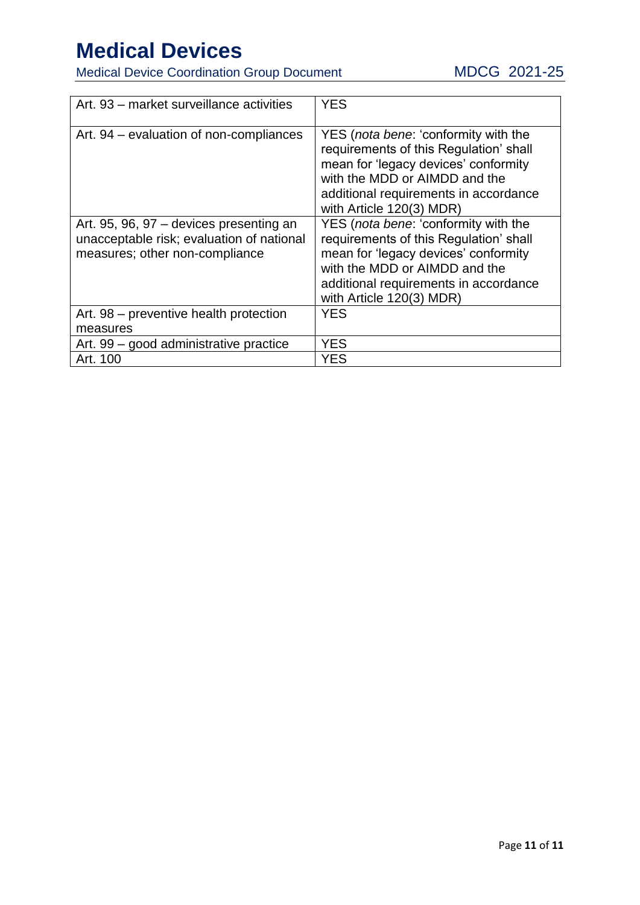| | |
|---|---|
| Art. 93 – market surveillance activities | YES |
| Art. 94 – evaluation of non-compliances | YES (*nota bene*: 'conformity with the requirements of this Regulation' shall mean for 'legacy devices' conformity with the MDD or AIMDD and the additional requirements in accordance with Article 120(3) MDR) |
| Art. 95, 96, 97 – devices presenting an unacceptable risk; evaluation of national measures; other non-compliance | YES (*nota bene*: 'conformity with the requirements of this Regulation' shall mean for 'legacy devices' conformity with the MDD or AIMDD and the additional requirements in accordance with Article 120(3) MDR) |
| Art. 98 – preventive health protection measures | YES |
| Art. 99 – good administrative practice | YES |
| Art. 100 | YES |